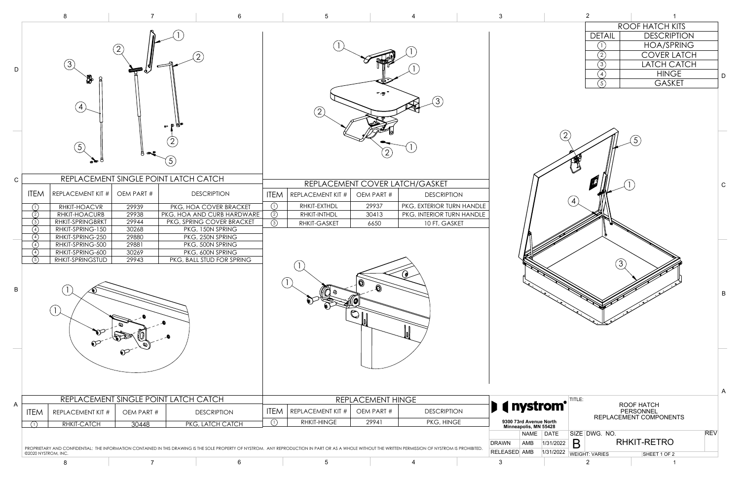## ROOF HATCH KITS

| DETAIL | DESCRIPTION |
|---|---|
| 1 | HOA/SPRING |
| 2 | COVER LATCH |
| 3 | LATCH CATCH |
| 4 | HINGE |
| 5 | GASKET |

## REPLACEMENT SINGLE POINT LATCH CATCH

| ITEM | REPLACEMENT KIT # | OEM PART # | DESCRIPTION |
|---|---|---|---|
| 1 | RHKIT-HOACVR | 29939 | PKG, HOA COVER BRACKET |
| 2 | RHKIT-HOACURB | 29938 | PKG, HOA AND CURB HARDWARE |
| 3 | RHKIT-SPRINGBRKT | 29944 | PKG, SPRING COVER BRACKET |
| 4 | RHKIT-SPRING-150 | 30268 | PKG, 150N SPRING |
| 4 | RHKIT-SPRING-250 | 29880 | PKG, 250N SPRING |
| 4 | RHKIT-SPRING-500 | 29881 | PKG, 500N SPRING |
| 4 | RHKIT-SPRING-600 | 30269 | PKG, 600N SPRING |
| 5 | RHKIT-SPRINGSTUD | 29943 | PKG, BALL STUD FOR SPRING |

## REPLACEMENT COVER LATCH/GASKET

| ITEM | REPLACEMENT KIT # | OEM PART # | DESCRIPTION |
|---|---|---|---|
| 1 | RHKIT-EXTHDL | 29937 | PKG, EXTERIOR TURN HANDLE |
| 2 | RHKIT-INTHDL | 30413 | PKG, INTERIOR TURN HANDLE |
| 3 | RHKIT-GASKET | 6650 | 10 FT, GASKET |

## REPLACEMENT SINGLE POINT LATCH CATCH

| ITEM | REPLACEMENT KIT # | OEM PART # | DESCRIPTION |
|---|---|---|---|
| 1 | RHKIT-CATCH | 30448 | PKG, LATCH CATCH |

## REPLACEMENT HINGE

| ITEM | REPLACEMENT KIT # | OEM PART # | DESCRIPTION |
|---|---|---|---|
| 1 | RHKIT-HINGE | 29941 | PKG, HINGE |

**nystrom**
9300 73rd Avenue North
Minneapolis, MN 55428

| | NAME | DATE |
|---|---|---|
| DRAWN | AMB | 1/31/2022 |
| RELEASED | AMB | 1/31/2022 |

TITLE: ROOF HATCH PERSONNEL REPLACEMENT COMPONENTS

SIZE: B | DWG. NO.: RHKIT-RETRO | REV
WEIGHT: VARIES | SHEET 1 OF 2

PROPRIETARY AND CONFIDENTIAL: THE INFORMATION CONTAINED IN THIS DRAWING IS THE SOLE PROPERTY OF NYSTROM. ANY REPRODUCTION IN PART OR AS A WHOLE WITHOUT THE WRITTEN PERMISSION OF NYSTROM IS PROHIBITED.
©2020 NYSTROM, INC.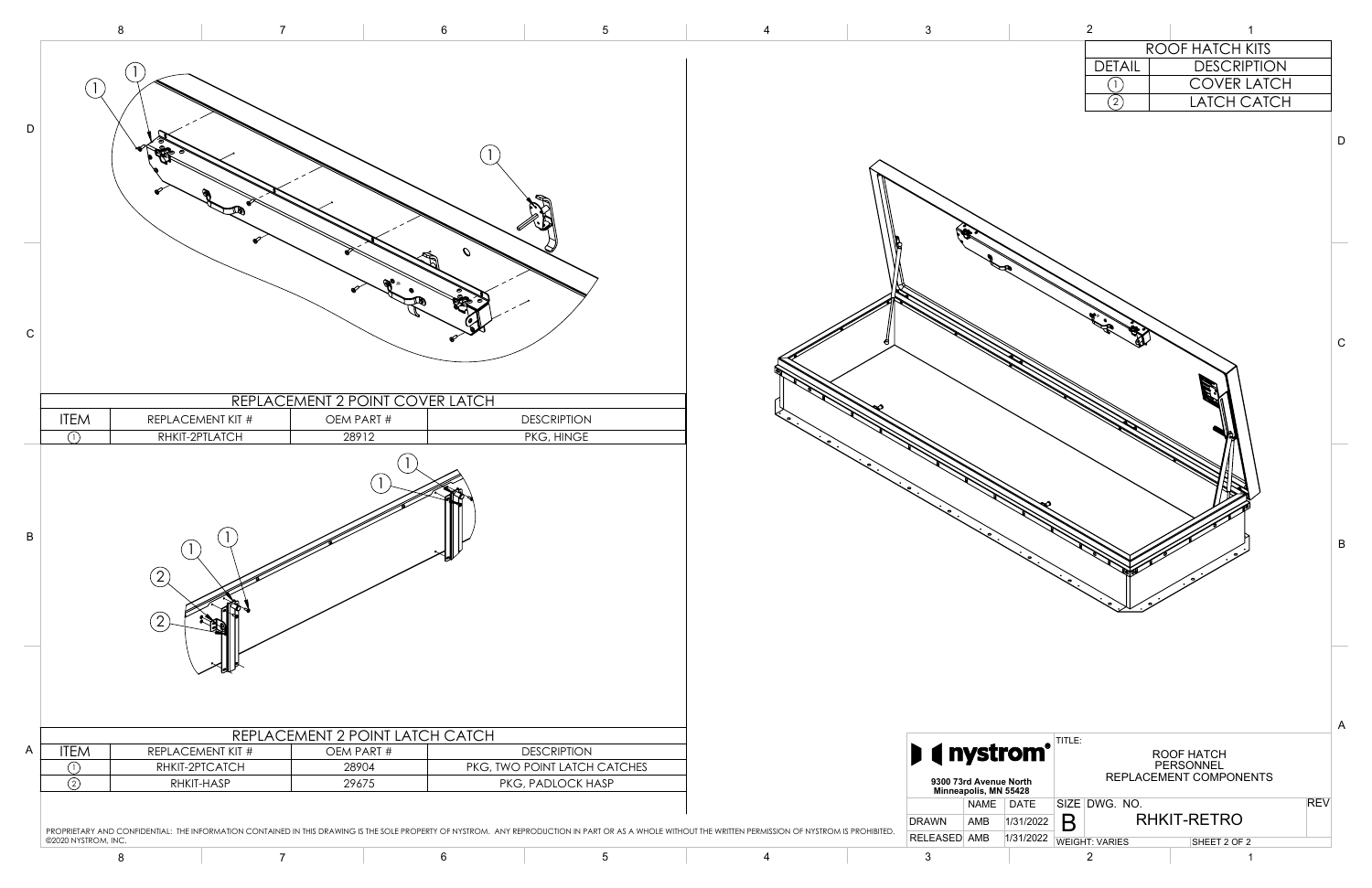| ROOF HATCH KITS | |
|---|---|
| DETAIL | DESCRIPTION |
| 1 | COVER LATCH |
| 2 | LATCH CATCH |

REPLACEMENT 2 POINT COVER LATCH

| ITEM | REPLACEMENT KIT # | OEM PART # | DESCRIPTION |
|---|---|---|---|
| 1 | RHKIT-2PTLATCH | 28912 | PKG, HINGE |

REPLACEMENT 2 POINT LATCH CATCH

| ITEM | REPLACEMENT KIT # | OEM PART # | DESCRIPTION |
|---|---|---|---|
| 1 | RHKIT-2PTCATCH | 28904 | PKG, TWO POINT LATCH CATCHES |
| 2 | RHKIT-HASP | 29675 | PKG, PADLOCK HASP |

PROPRIETARY AND CONFIDENTIAL: THE INFORMATION CONTAINED IN THIS DRAWING IS THE SOLE PROPERTY OF NYSTROM. ANY REPRODUCTION IN PART OR AS A WHOLE WITHOUT THE WRITTEN PERMISSION OF NYSTROM IS PROHIBITED.
©2020 NYSTROM, INC.

**nystrom**

9300 73rd Avenue North
Minneapolis, MN 55428

| | NAME | DATE |
|---|---|---|
| DRAWN | AMB | 1/31/2022 |
| RELEASED | AMB | 1/31/2022 |

TITLE: ROOF HATCH PERSONNEL REPLACEMENT COMPONENTS

SIZE: B | DWG. NO.: RHKIT-RETRO | REV

WEIGHT: VARIES | SHEET 2 OF 2